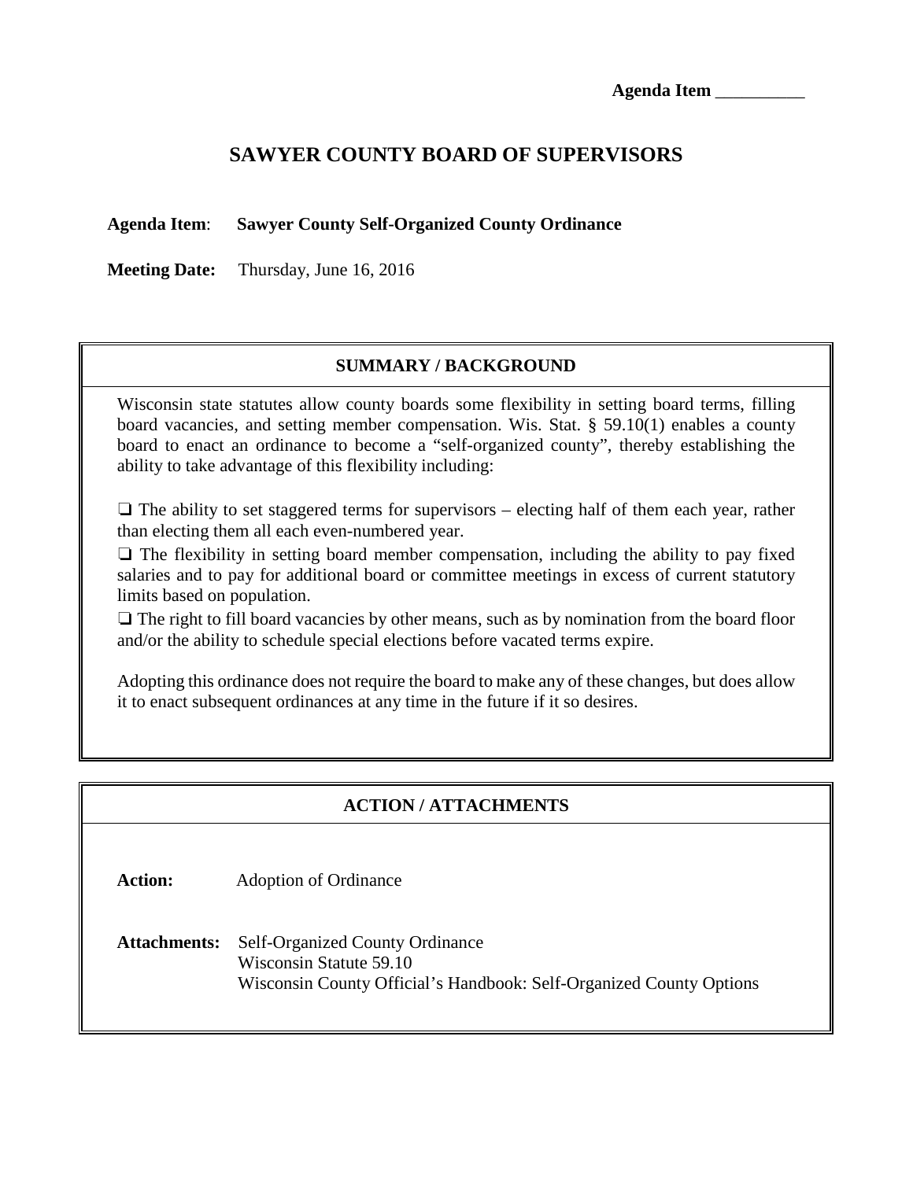**Agenda Item** __________

# SAWYER COUNTY BOARD OF SUPERVISORS

**Agenda Item**: **Sawyer County Self-Organized County Ordinance**

**Meeting Date:** Thursday, June 16, 2016

## SUMMARY / BACKGROUND

Wisconsin state statutes allow county boards some flexibility in setting board terms, filling board vacancies, and setting member compensation. Wis. Stat. § 59.10(1) enables a county board to enact an ordinance to become a "self-organized county", thereby establishing the ability to take advantage of this flexibility including:

❑ The ability to set staggered terms for supervisors – electing half of them each year, rather than electing them all each even-numbered year.

❑ The flexibility in setting board member compensation, including the ability to pay fixed salaries and to pay for additional board or committee meetings in excess of current statutory limits based on population.

❑ The right to fill board vacancies by other means, such as by nomination from the board floor and/or the ability to schedule special elections before vacated terms expire.

Adopting this ordinance does not require the board to make any of these changes, but does allow it to enact subsequent ordinances at any time in the future if it so desires.

## ACTION / ATTACHMENTS

**Action:** Adoption of Ordinance

**Attachments:** Self-Organized County Ordinance
Wisconsin Statute 59.10
Wisconsin County Official's Handbook: Self-Organized County Options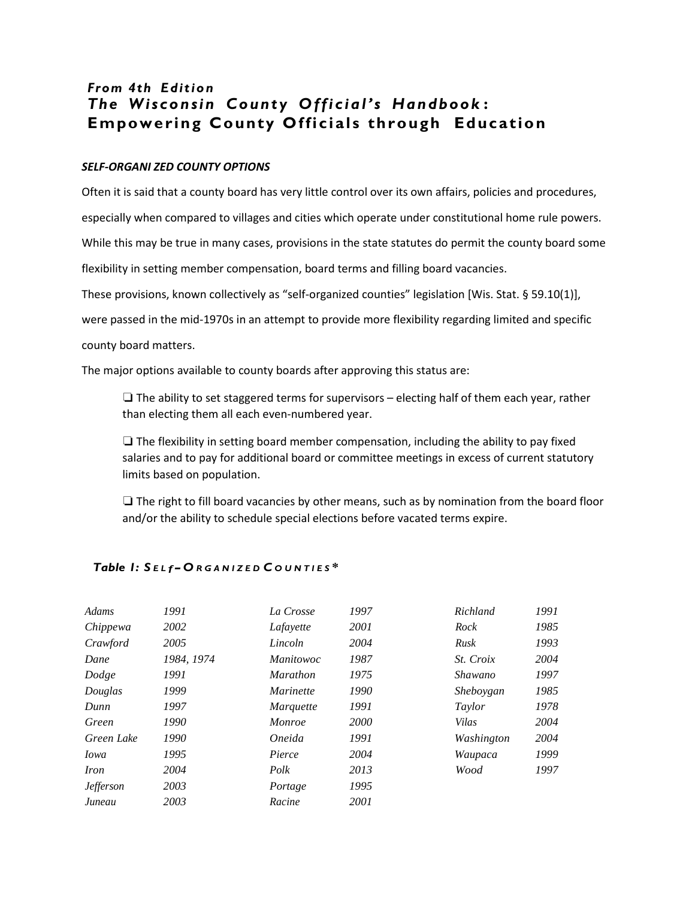## *From 4th Edition*
## *The Wisconsin County Official's Handbook*: Empowering County Officials through Education

***SELF-ORGANIZED COUNTY OPTIONS***

Often it is said that a county board has very little control over its own affairs, policies and procedures, especially when compared to villages and cities which operate under constitutional home rule powers. While this may be true in many cases, provisions in the state statutes do permit the county board some flexibility in setting member compensation, board terms and filling board vacancies.

These provisions, known collectively as "self-organized counties" legislation [Wis. Stat. § 59.10(1)], were passed in the mid-1970s in an attempt to provide more flexibility regarding limited and specific county board matters.

The major options available to county boards after approving this status are:

❑ The ability to set staggered terms for supervisors – electing half of them each year, rather than electing them all each even-numbered year.

❑ The flexibility in setting board member compensation, including the ability to pay fixed salaries and to pay for additional board or committee meetings in excess of current statutory limits based on population.

❑ The right to fill board vacancies by other means, such as by nomination from the board floor and/or the ability to schedule special elections before vacated terms expire.

***Table 1: Self–Organized Counties****

| County | Year | County | Year | County | Year |
|---|---|---|---|---|---|
| *Adams* | *1991* | *La Crosse* | *1997* | *Richland* | *1991* |
| *Chippewa* | *2002* | *Lafayette* | *2001* | *Rock* | *1985* |
| *Crawford* | *2005* | *Lincoln* | *2004* | *Rusk* | *1993* |
| *Dane* | *1984, 1974* | *Manitowoc* | *1987* | *St. Croix* | *2004* |
| *Dodge* | *1991* | *Marathon* | *1975* | *Shawano* | *1997* |
| *Douglas* | *1999* | *Marinette* | *1990* | *Sheboygan* | *1985* |
| *Dunn* | *1997* | *Marquette* | *1991* | *Taylor* | *1978* |
| *Green* | *1990* | *Monroe* | *2000* | *Vilas* | *2004* |
| *Green Lake* | *1990* | *Oneida* | *1991* | *Washington* | *2004* |
| *Iowa* | *1995* | *Pierce* | *2004* | *Waupaca* | *1999* |
| *Iron* | *2004* | *Polk* | *2013* | *Wood* | *1997* |
| *Jefferson* | *2003* | *Portage* | *1995* | | |
| *Juneau* | *2003* | *Racine* | *2001* | | |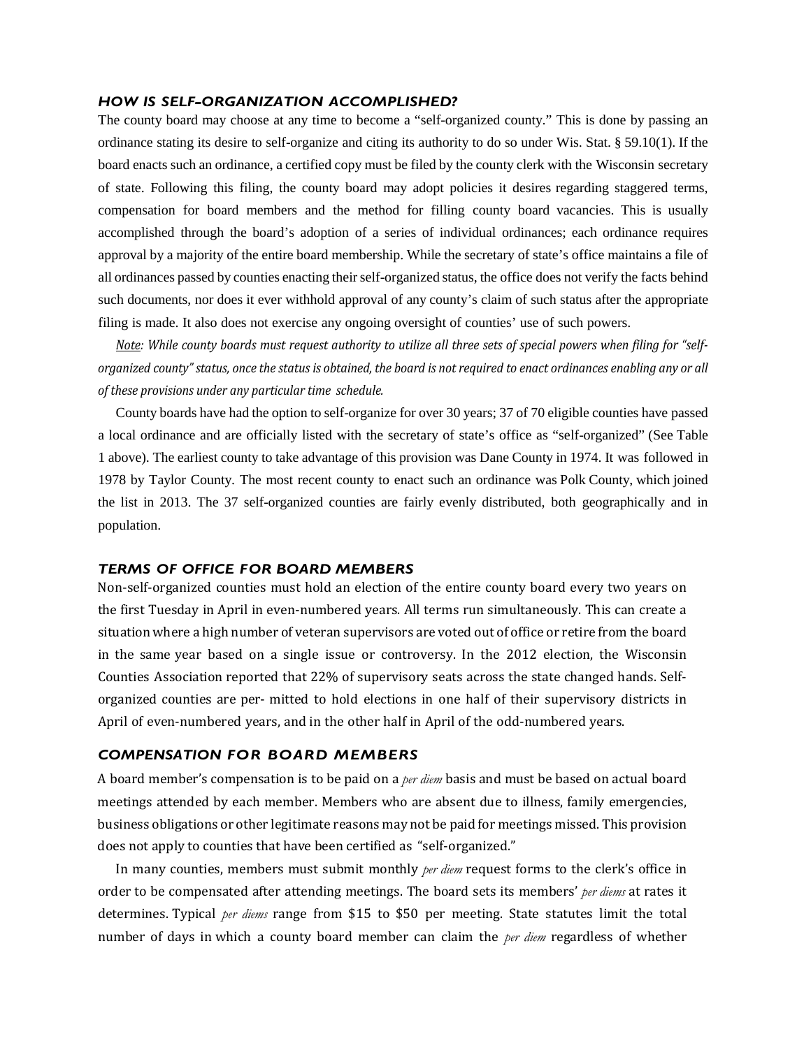### *HOW IS SELF-ORGANIZATION ACCOMPLISHED?*

The county board may choose at any time to become a "self-organized county." This is done by passing an ordinance stating its desire to self-organize and citing its authority to do so under Wis. Stat. § 59.10(1). If the board enacts such an ordinance, a certified copy must be filed by the county clerk with the Wisconsin secretary of state. Following this filing, the county board may adopt policies it desires regarding staggered terms, compensation for board members and the method for filling county board vacancies. This is usually accomplished through the board's adoption of a series of individual ordinances; each ordinance requires approval by a majority of the entire board membership. While the secretary of state's office maintains a file of all ordinances passed by counties enacting their self-organized status, the office does not verify the facts behind such documents, nor does it ever withhold approval of any county's claim of such status after the appropriate filing is made. It also does not exercise any ongoing oversight of counties' use of such powers.

*<u>Note</u>: While county boards must request authority to utilize all three sets of special powers when filing for "self-organized county" status, once the status is obtained, the board is not required to enact ordinances enabling any or all of these provisions under any particular time schedule.*

County boards have had the option to self-organize for over 30 years; 37 of 70 eligible counties have passed a local ordinance and are officially listed with the secretary of state's office as "self-organized" (See Table 1 above). The earliest county to take advantage of this provision was Dane County in 1974. It was followed in 1978 by Taylor County. The most recent county to enact such an ordinance was Polk County, which joined the list in 2013. The 37 self-organized counties are fairly evenly distributed, both geographically and in population.

### *TERMS OF OFFICE FOR BOARD MEMBERS*

Non-self-organized counties must hold an election of the entire county board every two years on the first Tuesday in April in even-numbered years. All terms run simultaneously. This can create a situation where a high number of veteran supervisors are voted out of office or retire from the board in the same year based on a single issue or controversy. In the 2012 election, the Wisconsin Counties Association reported that 22% of supervisory seats across the state changed hands. Self-organized counties are per- mitted to hold elections in one half of their supervisory districts in April of even-numbered years, and in the other half in April of the odd-numbered years.

### *COMPENSATION FOR BOARD MEMBERS*

A board member's compensation is to be paid on a *per diem* basis and must be based on actual board meetings attended by each member. Members who are absent due to illness, family emergencies, business obligations or other legitimate reasons may not be paid for meetings missed. This provision does not apply to counties that have been certified as "self-organized."

In many counties, members must submit monthly *per diem* request forms to the clerk's office in order to be compensated after attending meetings. The board sets its members' *per diems* at rates it determines. Typical *per diems* range from $15 to $50 per meeting. State statutes limit the total number of days in which a county board member can claim the *per diem* regardless of whether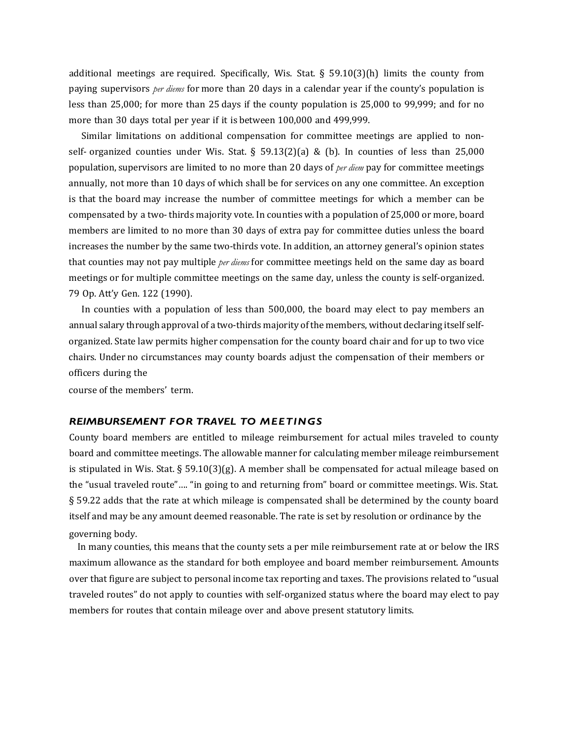additional meetings are required. Specifically, Wis. Stat. § 59.10(3)(h) limits the county from paying supervisors *per diems* for more than 20 days in a calendar year if the county's population is less than 25,000; for more than 25 days if the county population is 25,000 to 99,999; and for no more than 30 days total per year if it is between 100,000 and 499,999.

Similar limitations on additional compensation for committee meetings are applied to non-self- organized counties under Wis. Stat. § 59.13(2)(a) & (b). In counties of less than 25,000 population, supervisors are limited to no more than 20 days of *per diem* pay for committee meetings annually, not more than 10 days of which shall be for services on any one committee. An exception is that the board may increase the number of committee meetings for which a member can be compensated by a two- thirds majority vote. In counties with a population of 25,000 or more, board members are limited to no more than 30 days of extra pay for committee duties unless the board increases the number by the same two-thirds vote. In addition, an attorney general's opinion states that counties may not pay multiple *per diems* for committee meetings held on the same day as board meetings or for multiple committee meetings on the same day, unless the county is self-organized. 79 Op. Att'y Gen. 122 (1990).

In counties with a population of less than 500,000, the board may elect to pay members an annual salary through approval of a two-thirds majority of the members, without declaring itself self-organized. State law permits higher compensation for the county board chair and for up to two vice chairs. Under no circumstances may county boards adjust the compensation of their members or officers during the course of the members' term.

### *REIMBURSEMENT FOR TRAVEL TO MEETINGS*

County board members are entitled to mileage reimbursement for actual miles traveled to county board and committee meetings. The allowable manner for calculating member mileage reimbursement is stipulated in Wis. Stat. § 59.10(3)(g). A member shall be compensated for actual mileage based on the "usual traveled route"…. "in going to and returning from" board or committee meetings. Wis. Stat. § 59.22 adds that the rate at which mileage is compensated shall be determined by the county board itself and may be any amount deemed reasonable. The rate is set by resolution or ordinance by the governing body.

In many counties, this means that the county sets a per mile reimbursement rate at or below the IRS maximum allowance as the standard for both employee and board member reimbursement. Amounts over that figure are subject to personal income tax reporting and taxes. The provisions related to "usual traveled routes" do not apply to counties with self-organized status where the board may elect to pay members for routes that contain mileage over and above present statutory limits.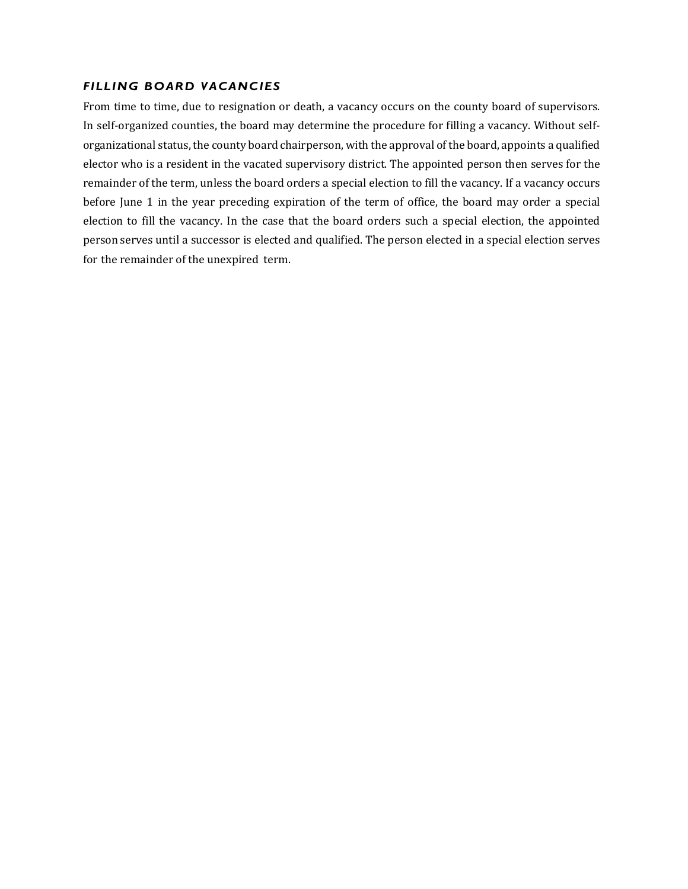### *FILLING BOARD VACANCIES*

From time to time, due to resignation or death, a vacancy occurs on the county board of supervisors. In self-organized counties, the board may determine the procedure for filling a vacancy. Without self-organizational status, the county board chairperson, with the approval of the board, appoints a qualified elector who is a resident in the vacated supervisory district. The appointed person then serves for the remainder of the term, unless the board orders a special election to fill the vacancy. If a vacancy occurs before June 1 in the year preceding expiration of the term of office, the board may order a special election to fill the vacancy. In the case that the board orders such a special election, the appointed person serves until a successor is elected and qualified. The person elected in a special election serves for the remainder of the unexpired term.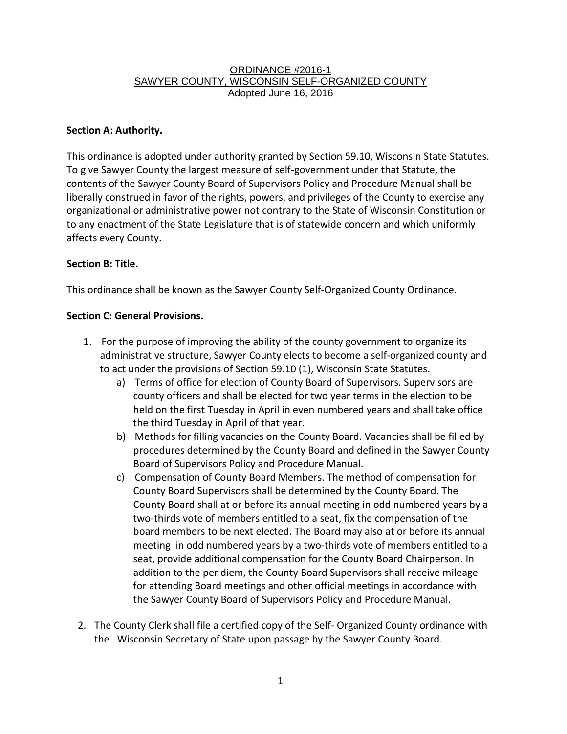ORDINANCE #2016-1
SAWYER COUNTY, WISCONSIN SELF-ORGANIZED COUNTY
Adopted June 16, 2016

**Section A: Authority.**

This ordinance is adopted under authority granted by Section 59.10, Wisconsin State Statutes. To give Sawyer County the largest measure of self-government under that Statute, the contents of the Sawyer County Board of Supervisors Policy and Procedure Manual shall be liberally construed in favor of the rights, powers, and privileges of the County to exercise any organizational or administrative power not contrary to the State of Wisconsin Constitution or to any enactment of the State Legislature that is of statewide concern and which uniformly affects every County.

**Section B: Title.**

This ordinance shall be known as the Sawyer County Self-Organized County Ordinance.

**Section C: General Provisions.**

1. For the purpose of improving the ability of the county government to organize its administrative structure, Sawyer County elects to become a self-organized county and to act under the provisions of Section 59.10 (1), Wisconsin State Statutes.
   a) Terms of office for election of County Board of Supervisors. Supervisors are county officers and shall be elected for two year terms in the election to be held on the first Tuesday in April in even numbered years and shall take office the third Tuesday in April of that year.
   b) Methods for filling vacancies on the County Board. Vacancies shall be filled by procedures determined by the County Board and defined in the Sawyer County Board of Supervisors Policy and Procedure Manual.
   c) Compensation of County Board Members. The method of compensation for County Board Supervisors shall be determined by the County Board. The County Board shall at or before its annual meeting in odd numbered years by a two-thirds vote of members entitled to a seat, fix the compensation of the board members to be next elected. The Board may also at or before its annual meeting in odd numbered years by a two-thirds vote of members entitled to a seat, provide additional compensation for the County Board Chairperson. In addition to the per diem, the County Board Supervisors shall receive mileage for attending Board meetings and other official meetings in accordance with the Sawyer County Board of Supervisors Policy and Procedure Manual.

2. The County Clerk shall file a certified copy of the Self- Organized County ordinance with the Wisconsin Secretary of State upon passage by the Sawyer County Board.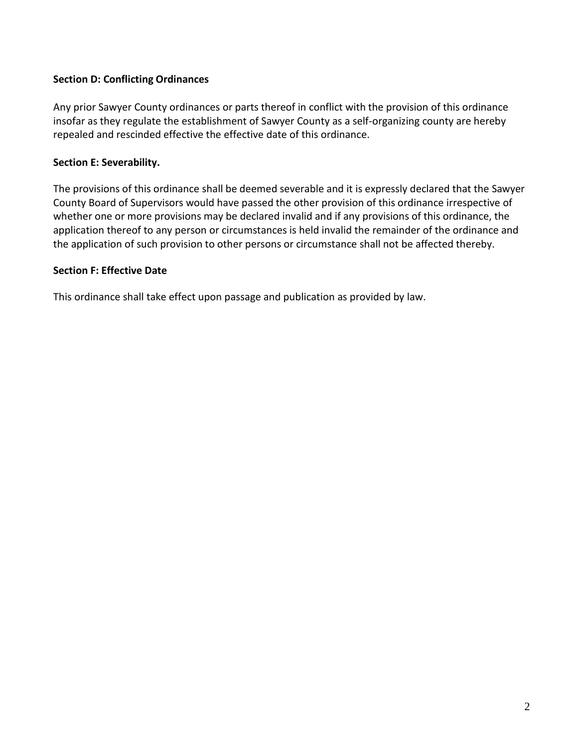**Section D: Conflicting Ordinances**

Any prior Sawyer County ordinances or parts thereof in conflict with the provision of this ordinance insofar as they regulate the establishment of Sawyer County as a self-organizing county are hereby repealed and rescinded effective the effective date of this ordinance.

**Section E: Severability.**

The provisions of this ordinance shall be deemed severable and it is expressly declared that the Sawyer County Board of Supervisors would have passed the other provision of this ordinance irrespective of whether one or more provisions may be declared invalid and if any provisions of this ordinance, the application thereof to any person or circumstances is held invalid the remainder of the ordinance and the application of such provision to other persons or circumstance shall not be affected thereby.

**Section F: Effective Date**

This ordinance shall take effect upon passage and publication as provided by law.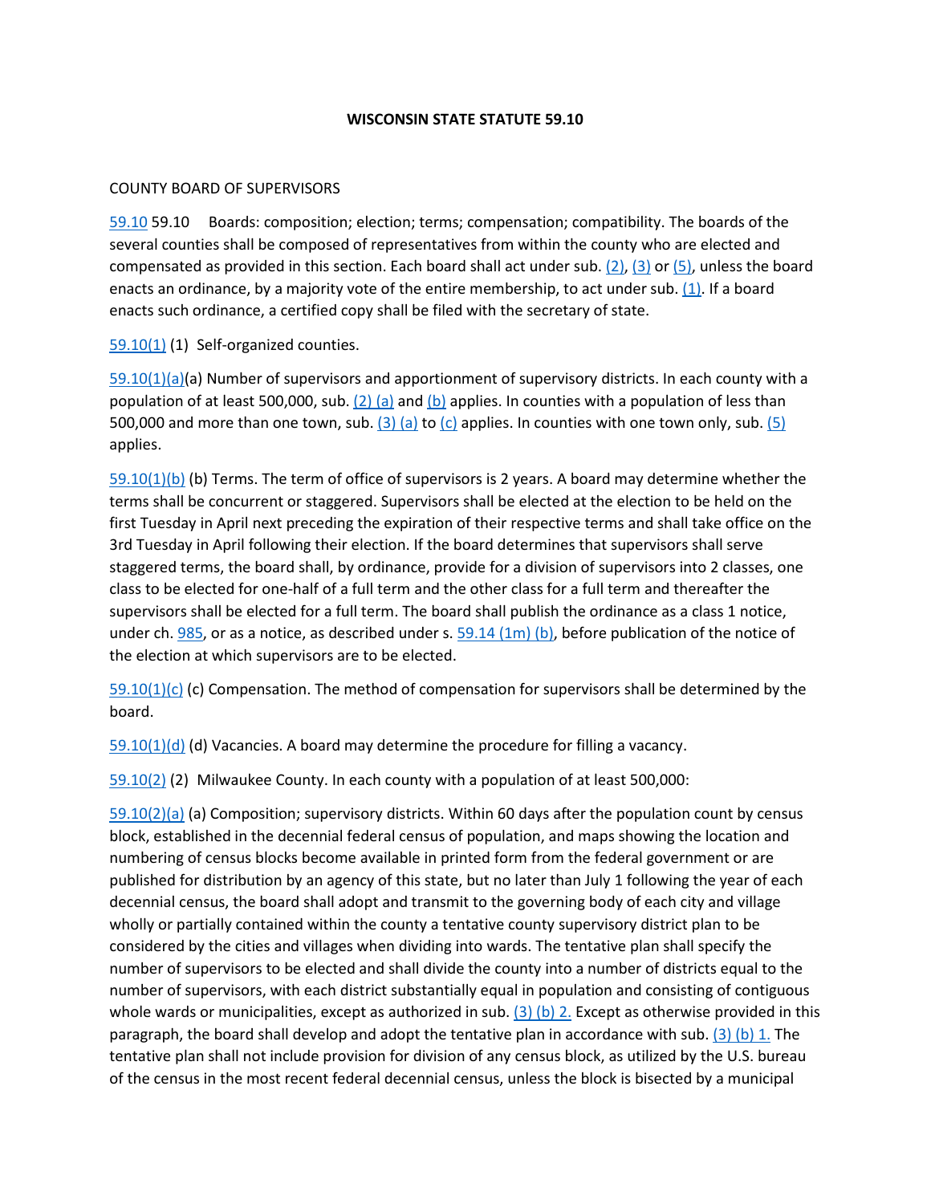**WISCONSIN STATE STATUTE 59.10**

COUNTY BOARD OF SUPERVISORS

59.10 59.10 Boards: composition; election; terms; compensation; compatibility. The boards of the several counties shall be composed of representatives from within the county who are elected and compensated as provided in this section. Each board shall act under sub. (2), (3) or (5), unless the board enacts an ordinance, by a majority vote of the entire membership, to act under sub. (1). If a board enacts such ordinance, a certified copy shall be filed with the secretary of state.

59.10(1) (1) Self-organized counties.

59.10(1)(a)(a) Number of supervisors and apportionment of supervisory districts. In each county with a population of at least 500,000, sub. (2) (a) and (b) applies. In counties with a population of less than 500,000 and more than one town, sub. (3) (a) to (c) applies. In counties with one town only, sub. (5) applies.

59.10(1)(b) (b) Terms. The term of office of supervisors is 2 years. A board may determine whether the terms shall be concurrent or staggered. Supervisors shall be elected at the election to be held on the first Tuesday in April next preceding the expiration of their respective terms and shall take office on the 3rd Tuesday in April following their election. If the board determines that supervisors shall serve staggered terms, the board shall, by ordinance, provide for a division of supervisors into 2 classes, one class to be elected for one-half of a full term and the other class for a full term and thereafter the supervisors shall be elected for a full term. The board shall publish the ordinance as a class 1 notice, under ch. 985, or as a notice, as described under s. 59.14 (1m) (b), before publication of the notice of the election at which supervisors are to be elected.

59.10(1)(c) (c) Compensation. The method of compensation for supervisors shall be determined by the board.

59.10(1)(d) (d) Vacancies. A board may determine the procedure for filling a vacancy.

59.10(2) (2) Milwaukee County. In each county with a population of at least 500,000:

59.10(2)(a) (a) Composition; supervisory districts. Within 60 days after the population count by census block, established in the decennial federal census of population, and maps showing the location and numbering of census blocks become available in printed form from the federal government or are published for distribution by an agency of this state, but no later than July 1 following the year of each decennial census, the board shall adopt and transmit to the governing body of each city and village wholly or partially contained within the county a tentative county supervisory district plan to be considered by the cities and villages when dividing into wards. The tentative plan shall specify the number of supervisors to be elected and shall divide the county into a number of districts equal to the number of supervisors, with each district substantially equal in population and consisting of contiguous whole wards or municipalities, except as authorized in sub. (3) (b) 2. Except as otherwise provided in this paragraph, the board shall develop and adopt the tentative plan in accordance with sub. (3) (b) 1. The tentative plan shall not include provision for division of any census block, as utilized by the U.S. bureau of the census in the most recent federal decennial census, unless the block is bisected by a municipal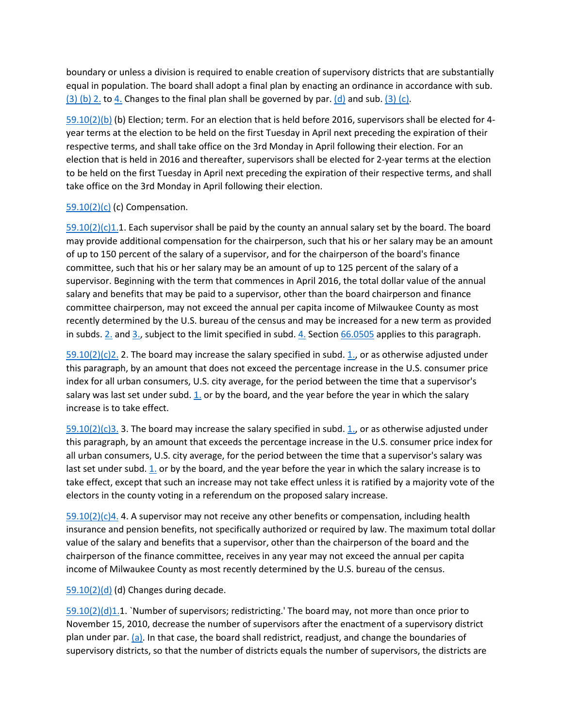boundary or unless a division is required to enable creation of supervisory districts that are substantially equal in population. The board shall adopt a final plan by enacting an ordinance in accordance with sub. (3) (b) 2. to 4. Changes to the final plan shall be governed by par. (d) and sub. (3) (c).

59.10(2)(b) (b) Election; term. For an election that is held before 2016, supervisors shall be elected for 4-year terms at the election to be held on the first Tuesday in April next preceding the expiration of their respective terms, and shall take office on the 3rd Monday in April following their election. For an election that is held in 2016 and thereafter, supervisors shall be elected for 2-year terms at the election to be held on the first Tuesday in April next preceding the expiration of their respective terms, and shall take office on the 3rd Monday in April following their election.

59.10(2)(c) (c) Compensation.

59.10(2)(c)1.1. Each supervisor shall be paid by the county an annual salary set by the board. The board may provide additional compensation for the chairperson, such that his or her salary may be an amount of up to 150 percent of the salary of a supervisor, and for the chairperson of the board's finance committee, such that his or her salary may be an amount of up to 125 percent of the salary of a supervisor. Beginning with the term that commences in April 2016, the total dollar value of the annual salary and benefits that may be paid to a supervisor, other than the board chairperson and finance committee chairperson, may not exceed the annual per capita income of Milwaukee County as most recently determined by the U.S. bureau of the census and may be increased for a new term as provided in subds. 2. and 3., subject to the limit specified in subd. 4. Section 66.0505 applies to this paragraph.

59.10(2)(c)2. 2. The board may increase the salary specified in subd. 1., or as otherwise adjusted under this paragraph, by an amount that does not exceed the percentage increase in the U.S. consumer price index for all urban consumers, U.S. city average, for the period between the time that a supervisor's salary was last set under subd. 1. or by the board, and the year before the year in which the salary increase is to take effect.

59.10(2)(c)3. 3. The board may increase the salary specified in subd. 1., or as otherwise adjusted under this paragraph, by an amount that exceeds the percentage increase in the U.S. consumer price index for all urban consumers, U.S. city average, for the period between the time that a supervisor's salary was last set under subd. 1. or by the board, and the year before the year in which the salary increase is to take effect, except that such an increase may not take effect unless it is ratified by a majority vote of the electors in the county voting in a referendum on the proposed salary increase.

59.10(2)(c)4. 4. A supervisor may not receive any other benefits or compensation, including health insurance and pension benefits, not specifically authorized or required by law. The maximum total dollar value of the salary and benefits that a supervisor, other than the chairperson of the board and the chairperson of the finance committee, receives in any year may not exceed the annual per capita income of Milwaukee County as most recently determined by the U.S. bureau of the census.

59.10(2)(d) (d) Changes during decade.

59.10(2)(d)1.1. `Number of supervisors; redistricting.' The board may, not more than once prior to November 15, 2010, decrease the number of supervisors after the enactment of a supervisory district plan under par. (a). In that case, the board shall redistrict, readjust, and change the boundaries of supervisory districts, so that the number of districts equals the number of supervisors, the districts are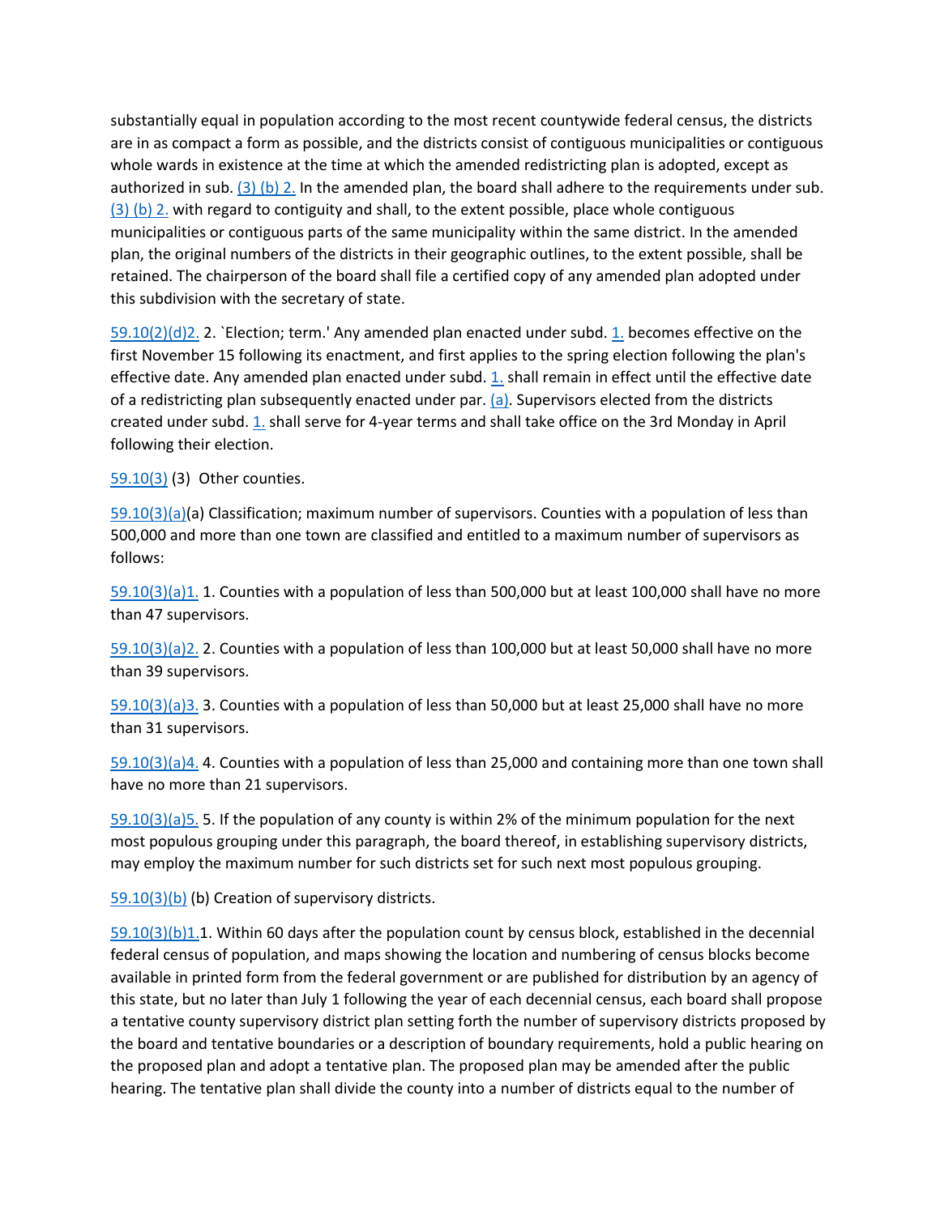substantially equal in population according to the most recent countywide federal census, the districts are in as compact a form as possible, and the districts consist of contiguous municipalities or contiguous whole wards in existence at the time at which the amended redistricting plan is adopted, except as authorized in sub. (3) (b) 2. In the amended plan, the board shall adhere to the requirements under sub. (3) (b) 2. with regard to contiguity and shall, to the extent possible, place whole contiguous municipalities or contiguous parts of the same municipality within the same district. In the amended plan, the original numbers of the districts in their geographic outlines, to the extent possible, shall be retained. The chairperson of the board shall file a certified copy of any amended plan adopted under this subdivision with the secretary of state.

59.10(2)(d)2. 2. `Election; term.' Any amended plan enacted under subd. 1. becomes effective on the first November 15 following its enactment, and first applies to the spring election following the plan's effective date. Any amended plan enacted under subd. 1. shall remain in effect until the effective date of a redistricting plan subsequently enacted under par. (a). Supervisors elected from the districts created under subd. 1. shall serve for 4-year terms and shall take office on the 3rd Monday in April following their election.

59.10(3) (3) Other counties.

59.10(3)(a)(a) Classification; maximum number of supervisors. Counties with a population of less than 500,000 and more than one town are classified and entitled to a maximum number of supervisors as follows:

59.10(3)(a)1. 1. Counties with a population of less than 500,000 but at least 100,000 shall have no more than 47 supervisors.

59.10(3)(a)2. 2. Counties with a population of less than 100,000 but at least 50,000 shall have no more than 39 supervisors.

59.10(3)(a)3. 3. Counties with a population of less than 50,000 but at least 25,000 shall have no more than 31 supervisors.

59.10(3)(a)4. 4. Counties with a population of less than 25,000 and containing more than one town shall have no more than 21 supervisors.

59.10(3)(a)5. 5. If the population of any county is within 2% of the minimum population for the next most populous grouping under this paragraph, the board thereof, in establishing supervisory districts, may employ the maximum number for such districts set for such next most populous grouping.

59.10(3)(b) (b) Creation of supervisory districts.

59.10(3)(b)1.1. Within 60 days after the population count by census block, established in the decennial federal census of population, and maps showing the location and numbering of census blocks become available in printed form from the federal government or are published for distribution by an agency of this state, but no later than July 1 following the year of each decennial census, each board shall propose a tentative county supervisory district plan setting forth the number of supervisory districts proposed by the board and tentative boundaries or a description of boundary requirements, hold a public hearing on the proposed plan and adopt a tentative plan. The proposed plan may be amended after the public hearing. The tentative plan shall divide the county into a number of districts equal to the number of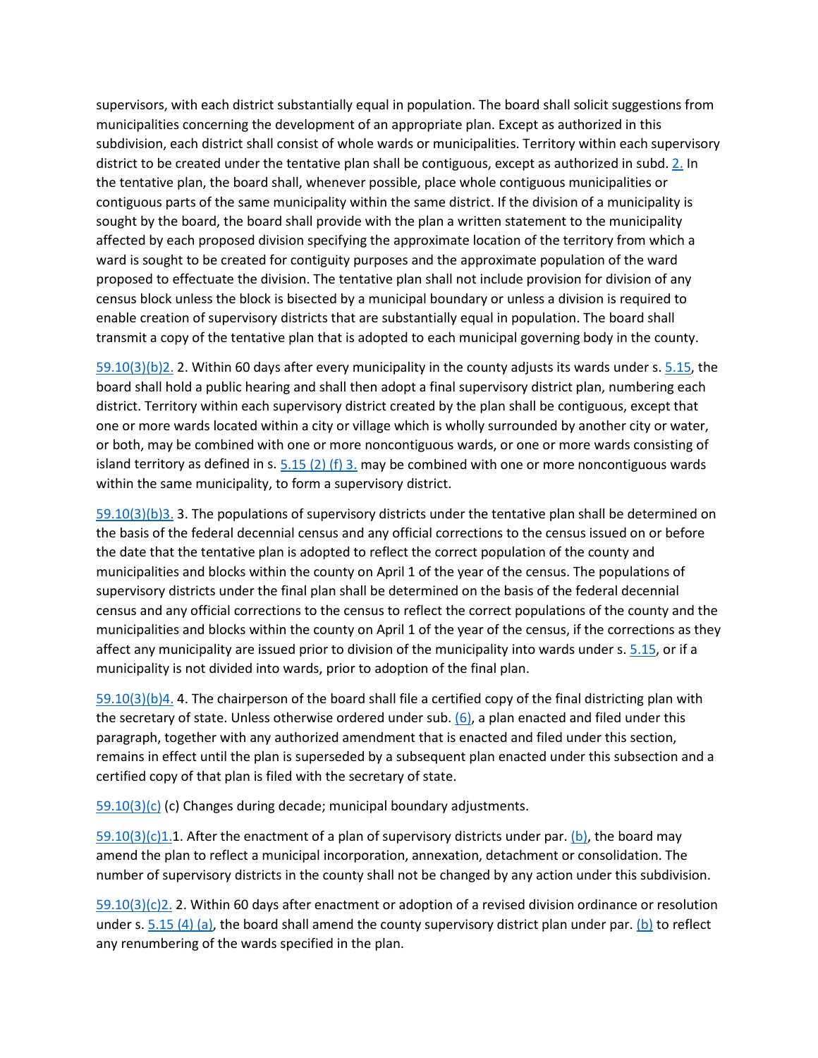supervisors, with each district substantially equal in population. The board shall solicit suggestions from municipalities concerning the development of an appropriate plan. Except as authorized in this subdivision, each district shall consist of whole wards or municipalities. Territory within each supervisory district to be created under the tentative plan shall be contiguous, except as authorized in subd. 2. In the tentative plan, the board shall, whenever possible, place whole contiguous municipalities or contiguous parts of the same municipality within the same district. If the division of a municipality is sought by the board, the board shall provide with the plan a written statement to the municipality affected by each proposed division specifying the approximate location of the territory from which a ward is sought to be created for contiguity purposes and the approximate population of the ward proposed to effectuate the division. The tentative plan shall not include provision for division of any census block unless the block is bisected by a municipal boundary or unless a division is required to enable creation of supervisory districts that are substantially equal in population. The board shall transmit a copy of the tentative plan that is adopted to each municipal governing body in the county.

59.10(3)(b)2. 2. Within 60 days after every municipality in the county adjusts its wards under s. 5.15, the board shall hold a public hearing and shall then adopt a final supervisory district plan, numbering each district. Territory within each supervisory district created by the plan shall be contiguous, except that one or more wards located within a city or village which is wholly surrounded by another city or water, or both, may be combined with one or more noncontiguous wards, or one or more wards consisting of island territory as defined in s. 5.15 (2) (f) 3. may be combined with one or more noncontiguous wards within the same municipality, to form a supervisory district.

59.10(3)(b)3. 3. The populations of supervisory districts under the tentative plan shall be determined on the basis of the federal decennial census and any official corrections to the census issued on or before the date that the tentative plan is adopted to reflect the correct population of the county and municipalities and blocks within the county on April 1 of the year of the census. The populations of supervisory districts under the final plan shall be determined on the basis of the federal decennial census and any official corrections to the census to reflect the correct populations of the county and the municipalities and blocks within the county on April 1 of the year of the census, if the corrections as they affect any municipality are issued prior to division of the municipality into wards under s. 5.15, or if a municipality is not divided into wards, prior to adoption of the final plan.

59.10(3)(b)4. 4. The chairperson of the board shall file a certified copy of the final districting plan with the secretary of state. Unless otherwise ordered under sub. (6), a plan enacted and filed under this paragraph, together with any authorized amendment that is enacted and filed under this section, remains in effect until the plan is superseded by a subsequent plan enacted under this subsection and a certified copy of that plan is filed with the secretary of state.

59.10(3)(c) (c) Changes during decade; municipal boundary adjustments.

59.10(3)(c)1.1. After the enactment of a plan of supervisory districts under par. (b), the board may amend the plan to reflect a municipal incorporation, annexation, detachment or consolidation. The number of supervisory districts in the county shall not be changed by any action under this subdivision.

59.10(3)(c)2. 2. Within 60 days after enactment or adoption of a revised division ordinance or resolution under s. 5.15 (4) (a), the board shall amend the county supervisory district plan under par. (b) to reflect any renumbering of the wards specified in the plan.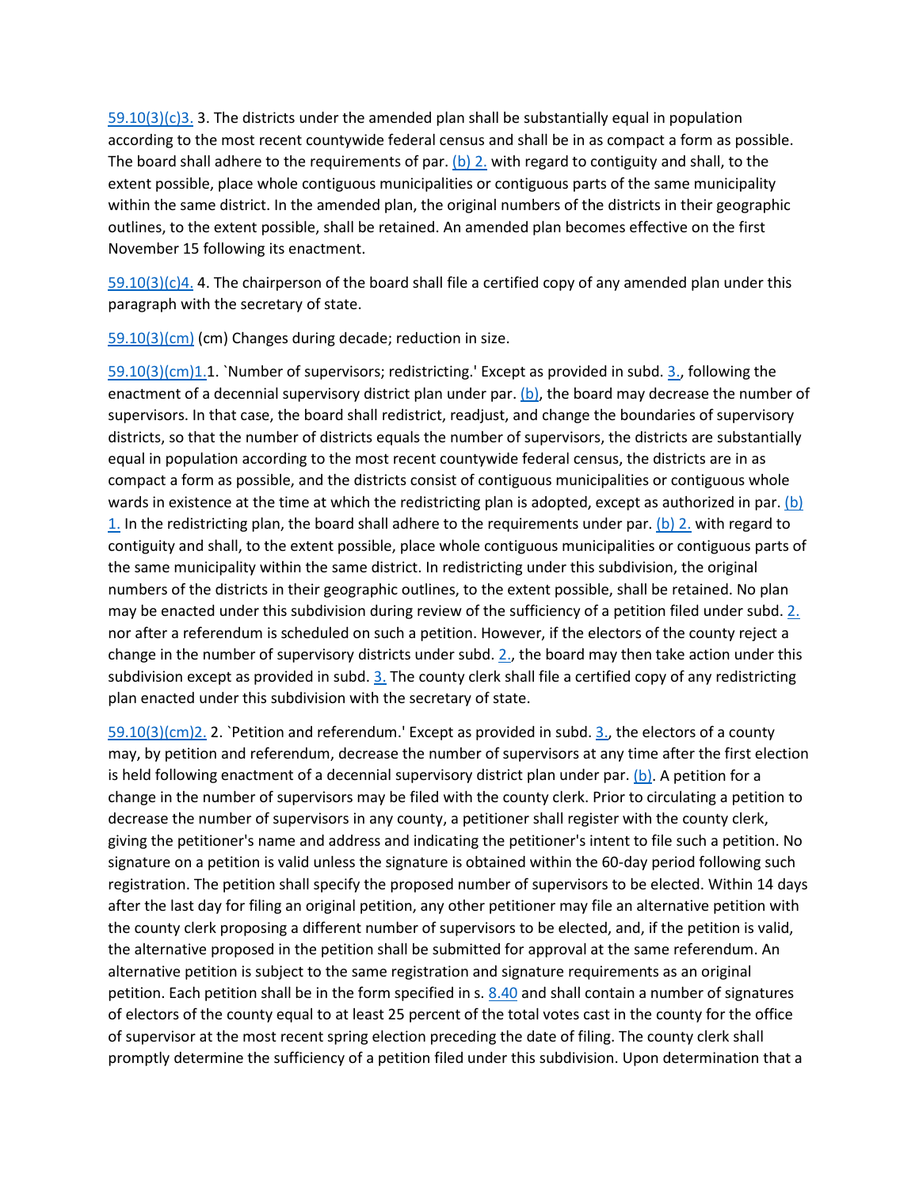59.10(3)(c)3. 3. The districts under the amended plan shall be substantially equal in population according to the most recent countywide federal census and shall be in as compact a form as possible. The board shall adhere to the requirements of par. (b) 2. with regard to contiguity and shall, to the extent possible, place whole contiguous municipalities or contiguous parts of the same municipality within the same district. In the amended plan, the original numbers of the districts in their geographic outlines, to the extent possible, shall be retained. An amended plan becomes effective on the first November 15 following its enactment.

59.10(3)(c)4. 4. The chairperson of the board shall file a certified copy of any amended plan under this paragraph with the secretary of state.

59.10(3)(cm) (cm) Changes during decade; reduction in size.

59.10(3)(cm)1.1. `Number of supervisors; redistricting.' Except as provided in subd. 3., following the enactment of a decennial supervisory district plan under par. (b), the board may decrease the number of supervisors. In that case, the board shall redistrict, readjust, and change the boundaries of supervisory districts, so that the number of districts equals the number of supervisors, the districts are substantially equal in population according to the most recent countywide federal census, the districts are in as compact a form as possible, and the districts consist of contiguous municipalities or contiguous whole wards in existence at the time at which the redistricting plan is adopted, except as authorized in par. (b) 1. In the redistricting plan, the board shall adhere to the requirements under par. (b) 2. with regard to contiguity and shall, to the extent possible, place whole contiguous municipalities or contiguous parts of the same municipality within the same district. In redistricting under this subdivision, the original numbers of the districts in their geographic outlines, to the extent possible, shall be retained. No plan may be enacted under this subdivision during review of the sufficiency of a petition filed under subd. 2. nor after a referendum is scheduled on such a petition. However, if the electors of the county reject a change in the number of supervisory districts under subd. 2., the board may then take action under this subdivision except as provided in subd. 3. The county clerk shall file a certified copy of any redistricting plan enacted under this subdivision with the secretary of state.

59.10(3)(cm)2. 2. `Petition and referendum.' Except as provided in subd. 3., the electors of a county may, by petition and referendum, decrease the number of supervisors at any time after the first election is held following enactment of a decennial supervisory district plan under par. (b). A petition for a change in the number of supervisors may be filed with the county clerk. Prior to circulating a petition to decrease the number of supervisors in any county, a petitioner shall register with the county clerk, giving the petitioner's name and address and indicating the petitioner's intent to file such a petition. No signature on a petition is valid unless the signature is obtained within the 60-day period following such registration. The petition shall specify the proposed number of supervisors to be elected. Within 14 days after the last day for filing an original petition, any other petitioner may file an alternative petition with the county clerk proposing a different number of supervisors to be elected, and, if the petition is valid, the alternative proposed in the petition shall be submitted for approval at the same referendum. An alternative petition is subject to the same registration and signature requirements as an original petition. Each petition shall be in the form specified in s. 8.40 and shall contain a number of signatures of electors of the county equal to at least 25 percent of the total votes cast in the county for the office of supervisor at the most recent spring election preceding the date of filing. The county clerk shall promptly determine the sufficiency of a petition filed under this subdivision. Upon determination that a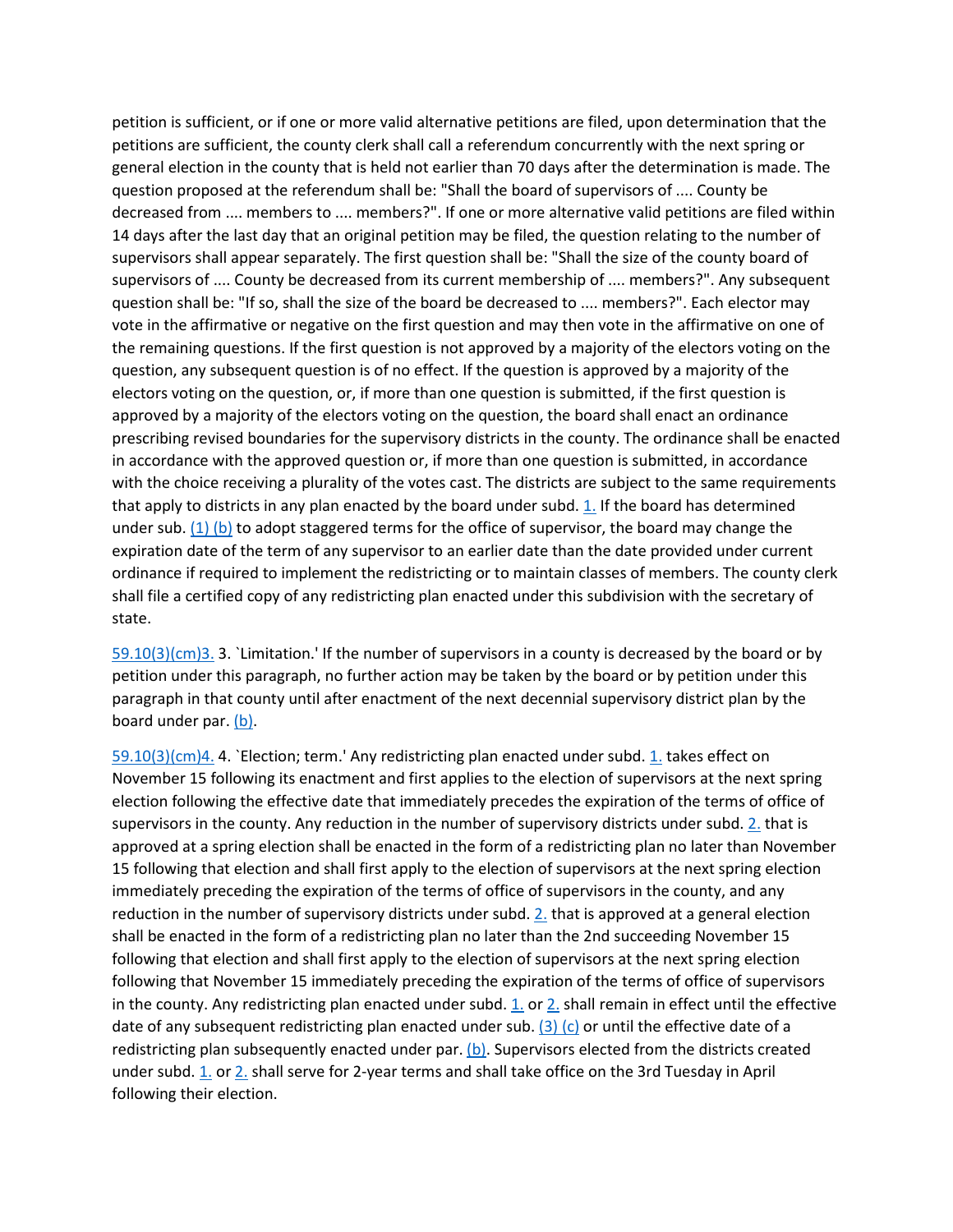petition is sufficient, or if one or more valid alternative petitions are filed, upon determination that the petitions are sufficient, the county clerk shall call a referendum concurrently with the next spring or general election in the county that is held not earlier than 70 days after the determination is made. The question proposed at the referendum shall be: "Shall the board of supervisors of .... County be decreased from .... members to .... members?". If one or more alternative valid petitions are filed within 14 days after the last day that an original petition may be filed, the question relating to the number of supervisors shall appear separately. The first question shall be: "Shall the size of the county board of supervisors of .... County be decreased from its current membership of .... members?". Any subsequent question shall be: "If so, shall the size of the board be decreased to .... members?". Each elector may vote in the affirmative or negative on the first question and may then vote in the affirmative on one of the remaining questions. If the first question is not approved by a majority of the electors voting on the question, any subsequent question is of no effect. If the question is approved by a majority of the electors voting on the question, or, if more than one question is submitted, if the first question is approved by a majority of the electors voting on the question, the board shall enact an ordinance prescribing revised boundaries for the supervisory districts in the county. The ordinance shall be enacted in accordance with the approved question or, if more than one question is submitted, in accordance with the choice receiving a plurality of the votes cast. The districts are subject to the same requirements that apply to districts in any plan enacted by the board under subd. 1. If the board has determined under sub. (1) (b) to adopt staggered terms for the office of supervisor, the board may change the expiration date of the term of any supervisor to an earlier date than the date provided under current ordinance if required to implement the redistricting or to maintain classes of members. The county clerk shall file a certified copy of any redistricting plan enacted under this subdivision with the secretary of state.

59.10(3)(cm)3. 3. `Limitation.' If the number of supervisors in a county is decreased by the board or by petition under this paragraph, no further action may be taken by the board or by petition under this paragraph in that county until after enactment of the next decennial supervisory district plan by the board under par. (b).

59.10(3)(cm)4. 4. `Election; term.' Any redistricting plan enacted under subd. 1. takes effect on November 15 following its enactment and first applies to the election of supervisors at the next spring election following the effective date that immediately precedes the expiration of the terms of office of supervisors in the county. Any reduction in the number of supervisory districts under subd. 2. that is approved at a spring election shall be enacted in the form of a redistricting plan no later than November 15 following that election and shall first apply to the election of supervisors at the next spring election immediately preceding the expiration of the terms of office of supervisors in the county, and any reduction in the number of supervisory districts under subd. 2. that is approved at a general election shall be enacted in the form of a redistricting plan no later than the 2nd succeeding November 15 following that election and shall first apply to the election of supervisors at the next spring election following that November 15 immediately preceding the expiration of the terms of office of supervisors in the county. Any redistricting plan enacted under subd. 1. or 2. shall remain in effect until the effective date of any subsequent redistricting plan enacted under sub. (3) (c) or until the effective date of a redistricting plan subsequently enacted under par. (b). Supervisors elected from the districts created under subd. 1. or 2. shall serve for 2-year terms and shall take office on the 3rd Tuesday in April following their election.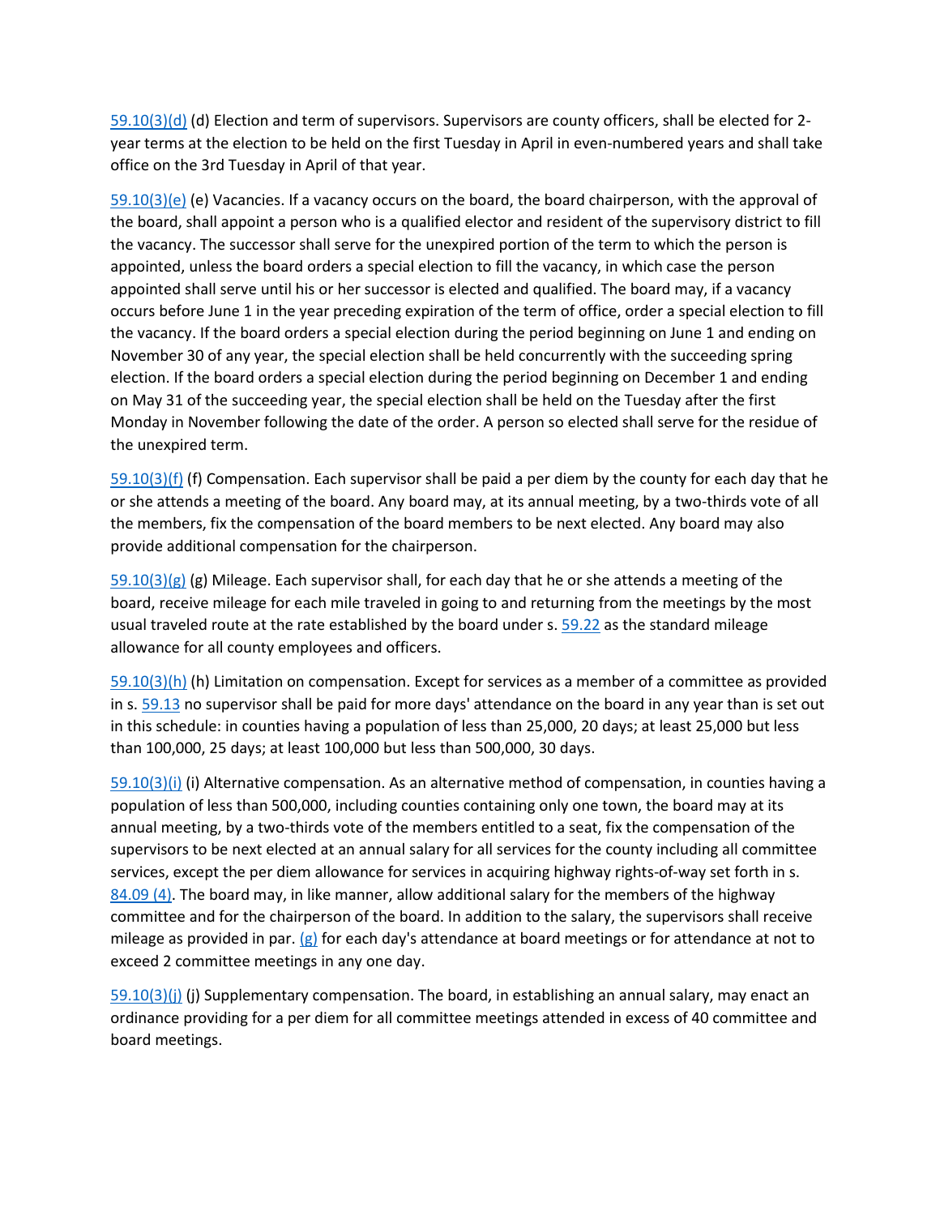59.10(3)(d) (d) Election and term of supervisors. Supervisors are county officers, shall be elected for 2-year terms at the election to be held on the first Tuesday in April in even-numbered years and shall take office on the 3rd Tuesday in April of that year.

59.10(3)(e) (e) Vacancies. If a vacancy occurs on the board, the board chairperson, with the approval of the board, shall appoint a person who is a qualified elector and resident of the supervisory district to fill the vacancy. The successor shall serve for the unexpired portion of the term to which the person is appointed, unless the board orders a special election to fill the vacancy, in which case the person appointed shall serve until his or her successor is elected and qualified. The board may, if a vacancy occurs before June 1 in the year preceding expiration of the term of office, order a special election to fill the vacancy. If the board orders a special election during the period beginning on June 1 and ending on November 30 of any year, the special election shall be held concurrently with the succeeding spring election. If the board orders a special election during the period beginning on December 1 and ending on May 31 of the succeeding year, the special election shall be held on the Tuesday after the first Monday in November following the date of the order. A person so elected shall serve for the residue of the unexpired term.

59.10(3)(f) (f) Compensation. Each supervisor shall be paid a per diem by the county for each day that he or she attends a meeting of the board. Any board may, at its annual meeting, by a two-thirds vote of all the members, fix the compensation of the board members to be next elected. Any board may also provide additional compensation for the chairperson.

59.10(3)(g) (g) Mileage. Each supervisor shall, for each day that he or she attends a meeting of the board, receive mileage for each mile traveled in going to and returning from the meetings by the most usual traveled route at the rate established by the board under s. 59.22 as the standard mileage allowance for all county employees and officers.

59.10(3)(h) (h) Limitation on compensation. Except for services as a member of a committee as provided in s. 59.13 no supervisor shall be paid for more days' attendance on the board in any year than is set out in this schedule: in counties having a population of less than 25,000, 20 days; at least 25,000 but less than 100,000, 25 days; at least 100,000 but less than 500,000, 30 days.

59.10(3)(i) (i) Alternative compensation. As an alternative method of compensation, in counties having a population of less than 500,000, including counties containing only one town, the board may at its annual meeting, by a two-thirds vote of the members entitled to a seat, fix the compensation of the supervisors to be next elected at an annual salary for all services for the county including all committee services, except the per diem allowance for services in acquiring highway rights-of-way set forth in s. 84.09 (4). The board may, in like manner, allow additional salary for the members of the highway committee and for the chairperson of the board. In addition to the salary, the supervisors shall receive mileage as provided in par. (g) for each day's attendance at board meetings or for attendance at not to exceed 2 committee meetings in any one day.

59.10(3)(j) (j) Supplementary compensation. The board, in establishing an annual salary, may enact an ordinance providing for a per diem for all committee meetings attended in excess of 40 committee and board meetings.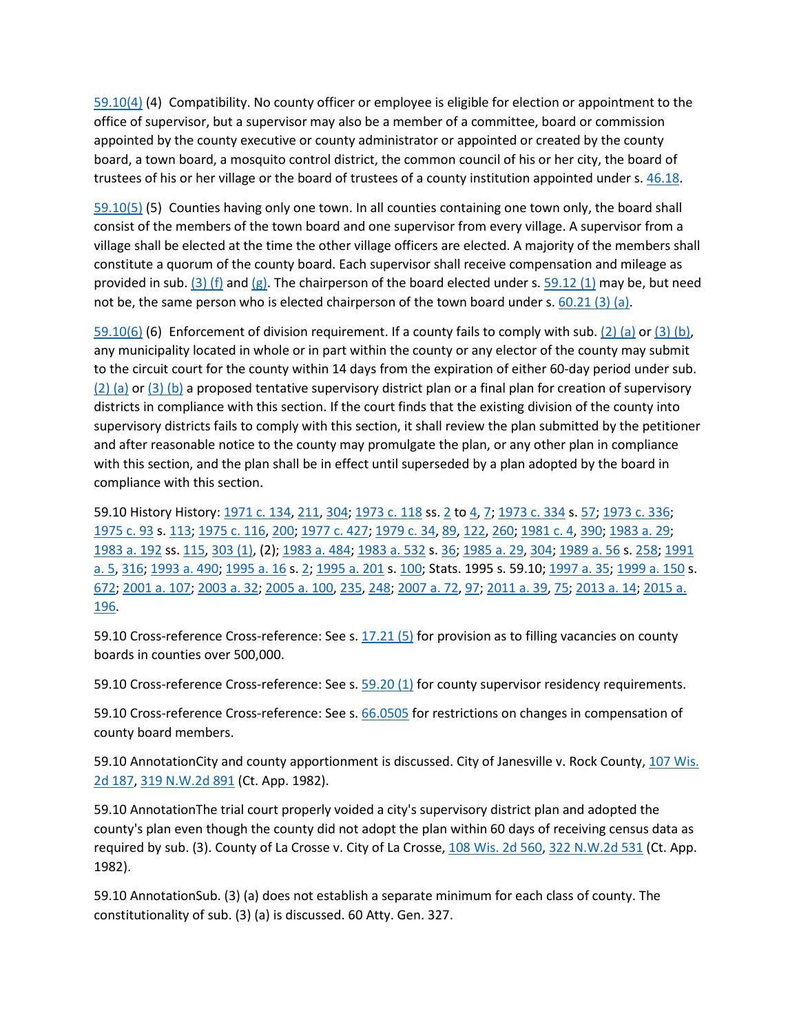59.10(4) (4) Compatibility. No county officer or employee is eligible for election or appointment to the office of supervisor, but a supervisor may also be a member of a committee, board or commission appointed by the county executive or county administrator or appointed or created by the county board, a town board, a mosquito control district, the common council of his or her city, the board of trustees of his or her village or the board of trustees of a county institution appointed under s. 46.18.

59.10(5) (5) Counties having only one town. In all counties containing one town only, the board shall consist of the members of the town board and one supervisor from every village. A supervisor from a village shall be elected at the time the other village officers are elected. A majority of the members shall constitute a quorum of the county board. Each supervisor shall receive compensation and mileage as provided in sub. (3) (f) and (g). The chairperson of the board elected under s. 59.12 (1) may be, but need not be, the same person who is elected chairperson of the town board under s. 60.21 (3) (a).

59.10(6) (6) Enforcement of division requirement. If a county fails to comply with sub. (2) (a) or (3) (b), any municipality located in whole or in part within the county or any elector of the county may submit to the circuit court for the county within 14 days from the expiration of either 60-day period under sub. (2) (a) or (3) (b) a proposed tentative supervisory district plan or a final plan for creation of supervisory districts in compliance with this section. If the court finds that the existing division of the county into supervisory districts fails to comply with this section, it shall review the plan submitted by the petitioner and after reasonable notice to the county may promulgate the plan, or any other plan in compliance with this section, and the plan shall be in effect until superseded by a plan adopted by the board in compliance with this section.

59.10 History History: 1971 c. 134, 211, 304; 1973 c. 118 ss. 2 to 4, 7; 1973 c. 334 s. 57; 1973 c. 336; 1975 c. 93 s. 113; 1975 c. 116, 200; 1977 c. 427; 1979 c. 34, 89, 122, 260; 1981 c. 4, 390; 1983 a. 29; 1983 a. 192 ss. 115, 303 (1), (2); 1983 a. 484; 1983 a. 532 s. 36; 1985 a. 29, 304; 1989 a. 56 s. 258; 1991 a. 5, 316; 1993 a. 490; 1995 a. 16 s. 2; 1995 a. 201 s. 100; Stats. 1995 s. 59.10; 1997 a. 35; 1999 a. 150 s. 672; 2001 a. 107; 2003 a. 32; 2005 a. 100, 235, 248; 2007 a. 72, 97; 2011 a. 39, 75; 2013 a. 14; 2015 a. 196.

59.10 Cross-reference Cross-reference: See s. 17.21 (5) for provision as to filling vacancies on county boards in counties over 500,000.

59.10 Cross-reference Cross-reference: See s. 59.20 (1) for county supervisor residency requirements.

59.10 Cross-reference Cross-reference: See s. 66.0505 for restrictions on changes in compensation of county board members.

59.10 AnnotationCity and county apportionment is discussed. City of Janesville v. Rock County, 107 Wis. 2d 187, 319 N.W.2d 891 (Ct. App. 1982).

59.10 AnnotationThe trial court properly voided a city's supervisory district plan and adopted the county's plan even though the county did not adopt the plan within 60 days of receiving census data as required by sub. (3). County of La Crosse v. City of La Crosse, 108 Wis. 2d 560, 322 N.W.2d 531 (Ct. App. 1982).

59.10 AnnotationSub. (3) (a) does not establish a separate minimum for each class of county. The constitutionality of sub. (3) (a) is discussed. 60 Atty. Gen. 327.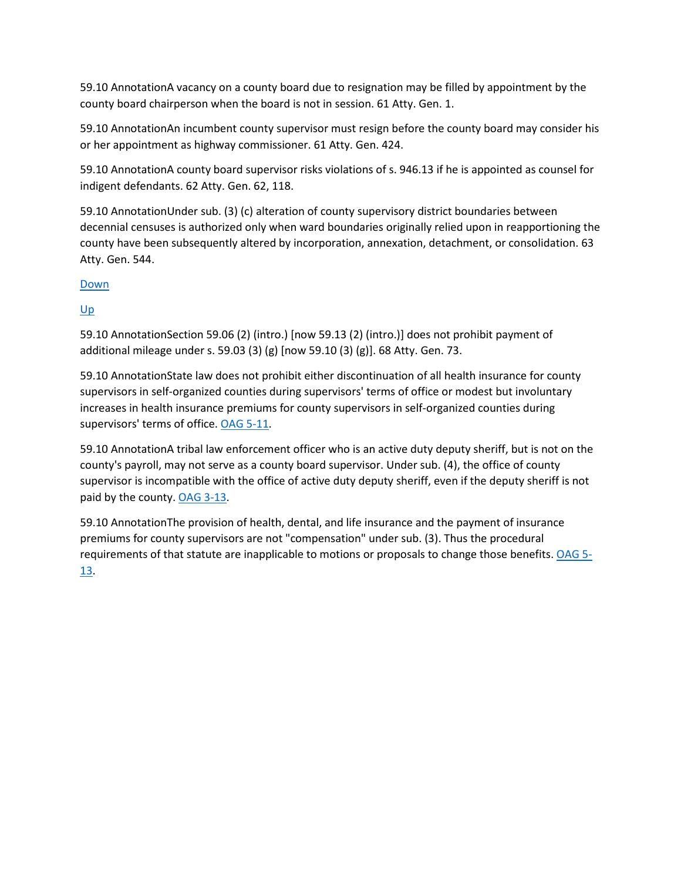59.10 AnnotationA vacancy on a county board due to resignation may be filled by appointment by the county board chairperson when the board is not in session. 61 Atty. Gen. 1.

59.10 AnnotationAn incumbent county supervisor must resign before the county board may consider his or her appointment as highway commissioner. 61 Atty. Gen. 424.

59.10 AnnotationA county board supervisor risks violations of s. 946.13 if he is appointed as counsel for indigent defendants. 62 Atty. Gen. 62, 118.

59.10 AnnotationUnder sub. (3) (c) alteration of county supervisory district boundaries between decennial censuses is authorized only when ward boundaries originally relied upon in reapportioning the county have been subsequently altered by incorporation, annexation, detachment, or consolidation. 63 Atty. Gen. 544.

Down

Up

59.10 AnnotationSection 59.06 (2) (intro.) [now 59.13 (2) (intro.)] does not prohibit payment of additional mileage under s. 59.03 (3) (g) [now 59.10 (3) (g)]. 68 Atty. Gen. 73.

59.10 AnnotationState law does not prohibit either discontinuation of all health insurance for county supervisors in self-organized counties during supervisors' terms of office or modest but involuntary increases in health insurance premiums for county supervisors in self-organized counties during supervisors' terms of office. OAG 5-11.

59.10 AnnotationA tribal law enforcement officer who is an active duty deputy sheriff, but is not on the county's payroll, may not serve as a county board supervisor. Under sub. (4), the office of county supervisor is incompatible with the office of active duty deputy sheriff, even if the deputy sheriff is not paid by the county. OAG 3-13.

59.10 AnnotationThe provision of health, dental, and life insurance and the payment of insurance premiums for county supervisors are not "compensation" under sub. (3). Thus the procedural requirements of that statute are inapplicable to motions or proposals to change those benefits. OAG 5-13.